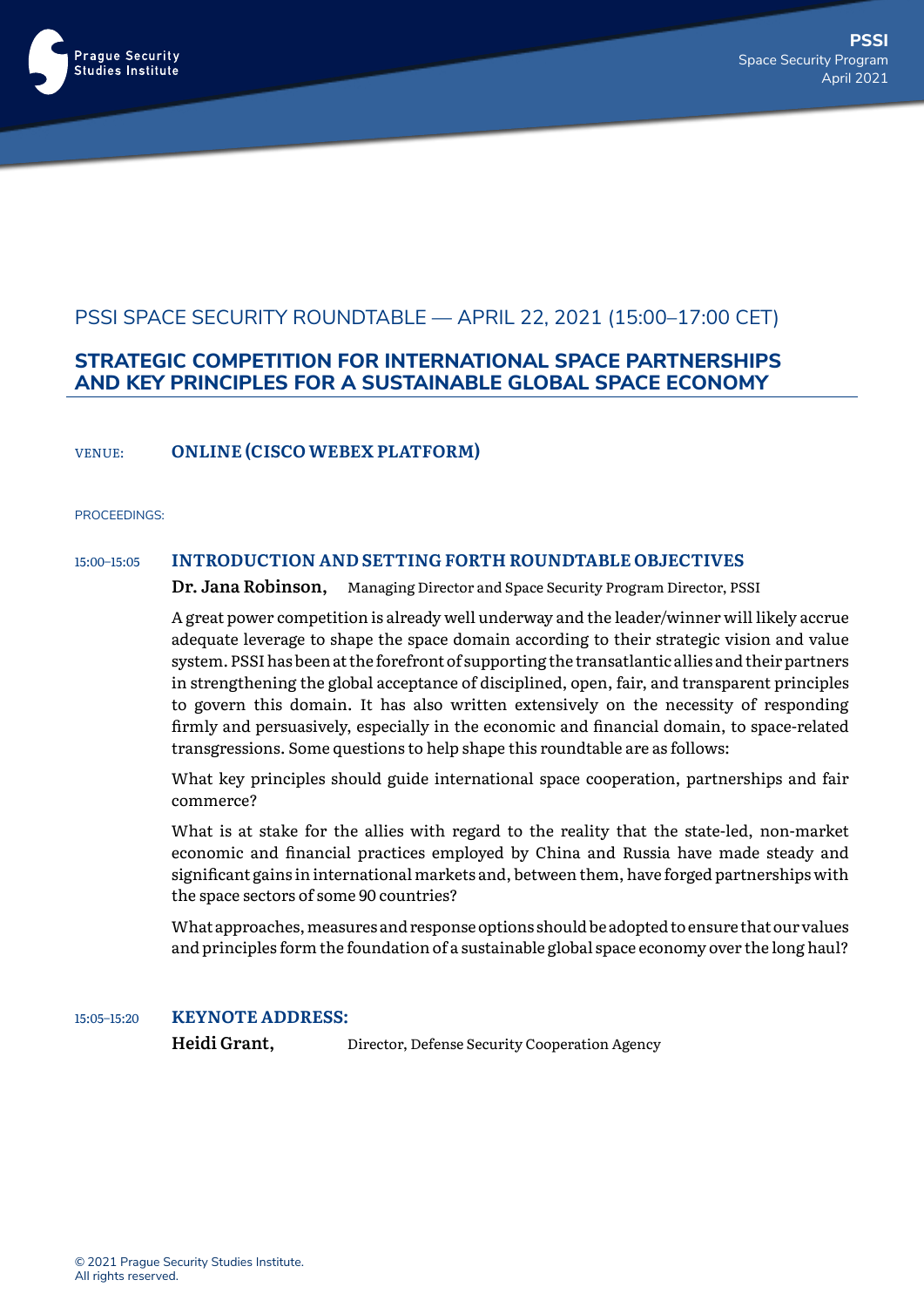Prague Security Studies Institute

**PSSI**
Space Security Program
April 2021

## PSSI SPACE SECURITY ROUNDTABLE — APRIL 22, 2021 (15:00–17:00 CET)

# STRATEGIC COMPETITION FOR INTERNATIONAL SPACE PARTNERSHIPS AND KEY PRINCIPLES FOR A SUSTAINABLE GLOBAL SPACE ECONOMY

VENUE: **ONLINE (CISCO WEBEX PLATFORM)**

PROCEEDINGS:

15:00–15:05 **INTRODUCTION AND SETTING FORTH ROUNDTABLE OBJECTIVES**

**Dr. Jana Robinson,** Managing Director and Space Security Program Director, PSSI

A great power competition is already well underway and the leader/winner will likely accrue adequate leverage to shape the space domain according to their strategic vision and value system. PSSI has been at the forefront of supporting the transatlantic allies and their partners in strengthening the global acceptance of disciplined, open, fair, and transparent principles to govern this domain. It has also written extensively on the necessity of responding firmly and persuasively, especially in the economic and financial domain, to space-related transgressions. Some questions to help shape this roundtable are as follows:

What key principles should guide international space cooperation, partnerships and fair commerce?

What is at stake for the allies with regard to the reality that the state-led, non-market economic and financial practices employed by China and Russia have made steady and significant gains in international markets and, between them, have forged partnerships with the space sectors of some 90 countries?

What approaches, measures and response options should be adopted to ensure that our values and principles form the foundation of a sustainable global space economy over the long haul?

15:05–15:20 **KEYNOTE ADDRESS:**

**Heidi Grant,** Director, Defense Security Cooperation Agency

© 2021 Prague Security Studies Institute.
All rights reserved.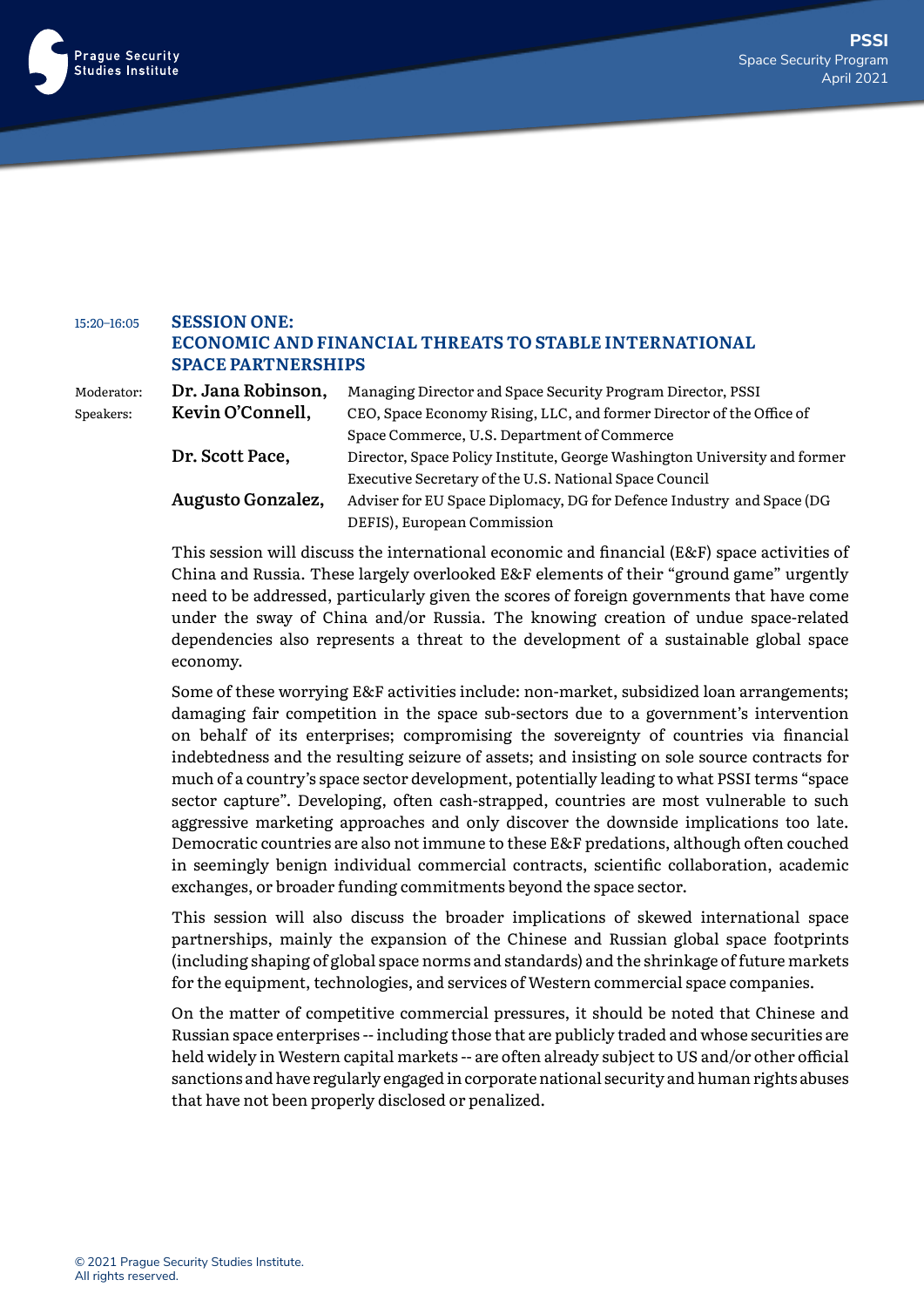15:20–16:05

## SESSION ONE: ECONOMIC AND FINANCIAL THREATS TO STABLE INTERNATIONAL SPACE PARTNERSHIPS

| | | |
|---|---|---|
| Moderator: | **Dr. Jana Robinson,** | Managing Director and Space Security Program Director, PSSI |
| Speakers: | **Kevin O'Connell,** | CEO, Space Economy Rising, LLC, and former Director of the Office of Space Commerce, U.S. Department of Commerce |
| | **Dr. Scott Pace,** | Director, Space Policy Institute, George Washington University and former Executive Secretary of the U.S. National Space Council |
| | **Augusto Gonzalez,** | Adviser for EU Space Diplomacy, DG for Defence Industry and Space (DG DEFIS), European Commission |

This session will discuss the international economic and financial (E&F) space activities of China and Russia. These largely overlooked E&F elements of their "ground game" urgently need to be addressed, particularly given the scores of foreign governments that have come under the sway of China and/or Russia. The knowing creation of undue space-related dependencies also represents a threat to the development of a sustainable global space economy.

Some of these worrying E&F activities include: non-market, subsidized loan arrangements; damaging fair competition in the space sub-sectors due to a government's intervention on behalf of its enterprises; compromising the sovereignty of countries via financial indebtedness and the resulting seizure of assets; and insisting on sole source contracts for much of a country's space sector development, potentially leading to what PSSI terms "space sector capture". Developing, often cash-strapped, countries are most vulnerable to such aggressive marketing approaches and only discover the downside implications too late. Democratic countries are also not immune to these E&F predations, although often couched in seemingly benign individual commercial contracts, scientific collaboration, academic exchanges, or broader funding commitments beyond the space sector.

This session will also discuss the broader implications of skewed international space partnerships, mainly the expansion of the Chinese and Russian global space footprints (including shaping of global space norms and standards) and the shrinkage of future markets for the equipment, technologies, and services of Western commercial space companies.

On the matter of competitive commercial pressures, it should be noted that Chinese and Russian space enterprises -- including those that are publicly traded and whose securities are held widely in Western capital markets -- are often already subject to US and/or other official sanctions and have regularly engaged in corporate national security and human rights abuses that have not been properly disclosed or penalized.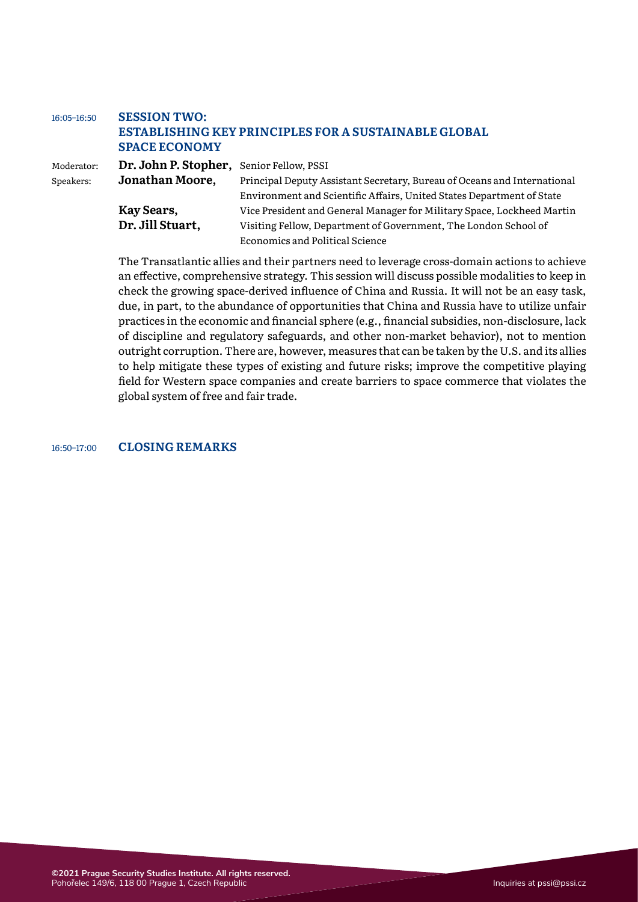16:05–16:50 **SESSION TWO: ESTABLISHING KEY PRINCIPLES FOR A SUSTAINABLE GLOBAL SPACE ECONOMY**

Moderator: **Dr. John P. Stopher,** Senior Fellow, PSSI

Speakers:

**Jonathan Moore,** Principal Deputy Assistant Secretary, Bureau of Oceans and International Environment and Scientific Affairs, United States Department of State

**Kay Sears,** Vice President and General Manager for Military Space, Lockheed Martin

**Dr. Jill Stuart,** Visiting Fellow, Department of Government, The London School of Economics and Political Science

The Transatlantic allies and their partners need to leverage cross-domain actions to achieve an effective, comprehensive strategy. This session will discuss possible modalities to keep in check the growing space-derived influence of China and Russia. It will not be an easy task, due, in part, to the abundance of opportunities that China and Russia have to utilize unfair practices in the economic and financial sphere (e.g., financial subsidies, non-disclosure, lack of discipline and regulatory safeguards, and other non-market behavior), not to mention outright corruption. There are, however, measures that can be taken by the U.S. and its allies to help mitigate these types of existing and future risks; improve the competitive playing field for Western space companies and create barriers to space commerce that violates the global system of free and fair trade.

16:50–17:00 **CLOSING REMARKS**